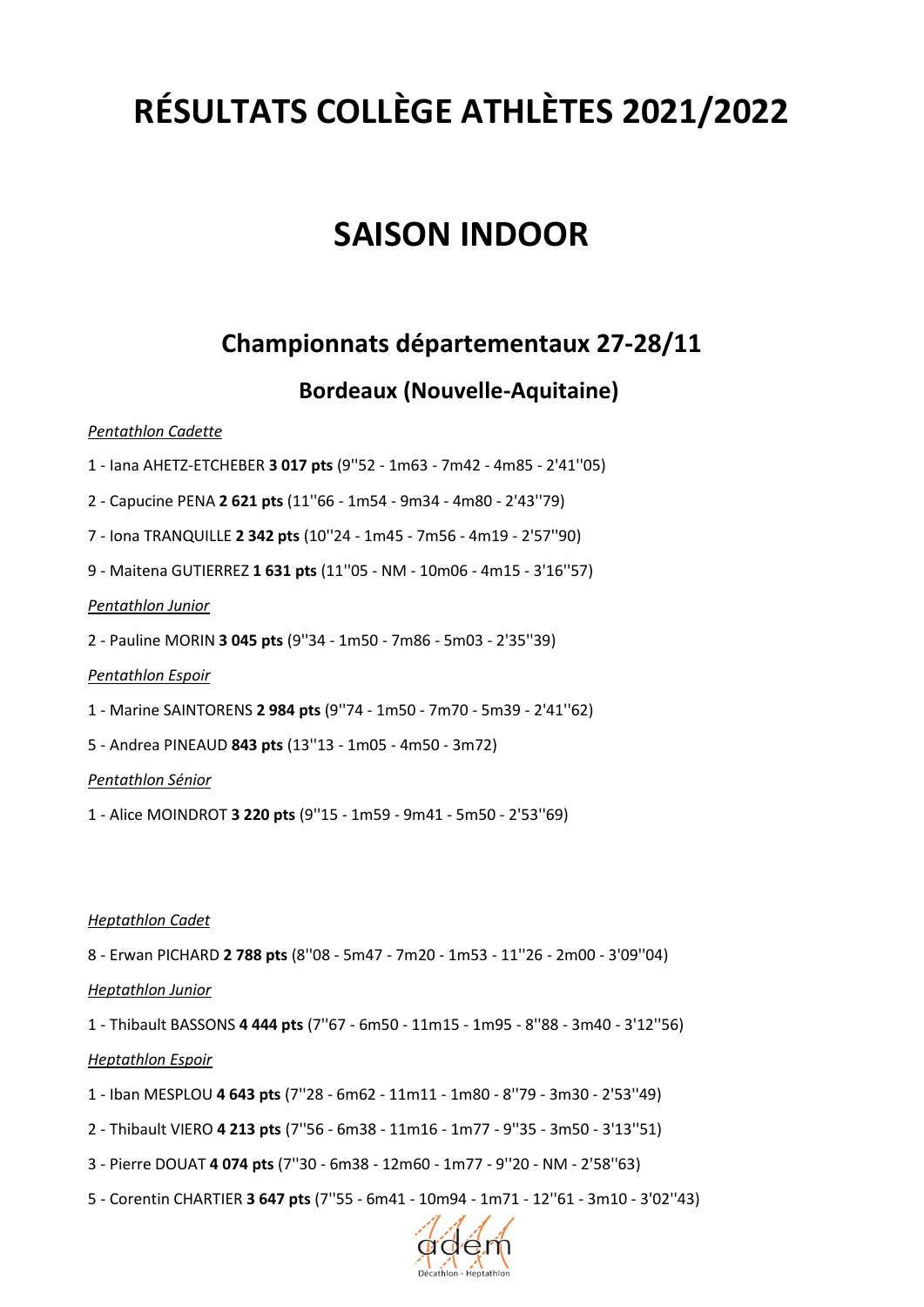# RÉSULTATS COLLÈGE ATHLÈTES 2021/2022

# SAISON INDOOR

## Championnats départementaux 27-28/11

### Bordeaux (Nouvelle-Aquitaine)

*Pentathlon Cadette*

1 - Iana AHETZ-ETCHEBER **3 017 pts** (9''52 - 1m63 - 7m42 - 4m85 - 2'41''05)

2 - Capucine PENA **2 621 pts** (11''66 - 1m54 - 9m34 - 4m80 - 2'43''79)

7 - Iona TRANQUILLE **2 342 pts** (10''24 - 1m45 - 7m56 - 4m19 - 2'57''90)

9 - Maitena GUTIERREZ **1 631 pts** (11''05 - NM - 10m06 - 4m15 - 3'16''57)

*Pentathlon Junior*

2 - Pauline MORIN **3 045 pts** (9''34 - 1m50 - 7m86 - 5m03 - 2'35''39)

*Pentathlon Espoir*

1 - Marine SAINTORENS **2 984 pts** (9''74 - 1m50 - 7m70 - 5m39 - 2'41''62)

5 - Andrea PINEAUD **843 pts** (13''13 - 1m05 - 4m50 - 3m72)

*Pentathlon Sénior*

1 - Alice MOINDROT **3 220 pts** (9''15 - 1m59 - 9m41 - 5m50 - 2'53''69)

*Heptathlon Cadet*

8 - Erwan PICHARD **2 788 pts** (8''08 - 5m47 - 7m20 - 1m53 - 11''26 - 2m00 - 3'09''04)

*Heptathlon Junior*

1 - Thibault BASSONS **4 444 pts** (7''67 - 6m50 - 11m15 - 1m95 - 8''88 - 3m40 - 3'12''56)

*Heptathlon Espoir*

1 - Iban MESPLOU **4 643 pts** (7''28 - 6m62 - 11m11 - 1m80 - 8''79 - 3m30 - 2'53''49)

2 - Thibault VIERO **4 213 pts** (7''56 - 6m38 - 11m16 - 1m77 - 9''35 - 3m50 - 3'13''51)

3 - Pierre DOUAT **4 074 pts** (7''30 - 6m38 - 12m60 - 1m77 - 9''20 - NM - 2'58''63)

5 - Corentin CHARTIER **3 647 pts** (7''55 - 6m41 - 10m94 - 1m71 - 12''61 - 3m10 - 3'02''43)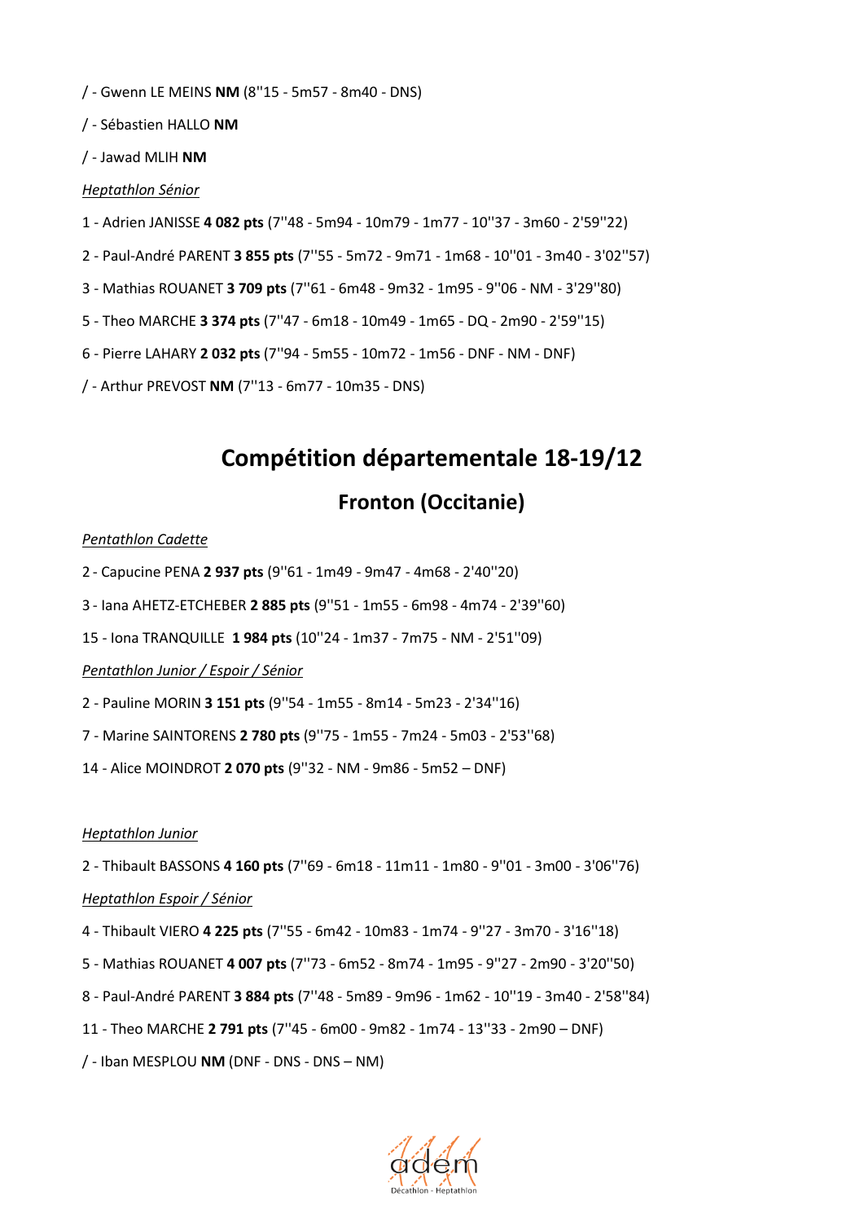/ - Gwenn LE MEINS **NM** (8''15 - 5m57 - 8m40 - DNS)

/ - Sébastien HALLO **NM**

/ - Jawad MLIH **NM**

*Heptathlon Sénior*

1 - Adrien JANISSE **4 082 pts** (7''48 - 5m94 - 10m79 - 1m77 - 10''37 - 3m60 - 2'59''22)

2 - Paul-André PARENT **3 855 pts** (7''55 - 5m72 - 9m71 - 1m68 - 10''01 - 3m40 - 3'02''57)

3 - Mathias ROUANET **3 709 pts** (7''61 - 6m48 - 9m32 - 1m95 - 9''06 - NM - 3'29''80)

5 - Theo MARCHE **3 374 pts** (7''47 - 6m18 - 10m49 - 1m65 - DQ - 2m90 - 2'59''15)

6 - Pierre LAHARY **2 032 pts** (7''94 - 5m55 - 10m72 - 1m56 - DNF - NM - DNF)

/ - Arthur PREVOST **NM** (7''13 - 6m77 - 10m35 - DNS)

# Compétition départementale 18-19/12

## Fronton (Occitanie)

*Pentathlon Cadette*

2 - Capucine PENA **2 937 pts** (9''61 - 1m49 - 9m47 - 4m68 - 2'40''20)

3 - Iana AHETZ-ETCHEBER **2 885 pts** (9''51 - 1m55 - 6m98 - 4m74 - 2'39''60)

15 - Iona TRANQUILLE **1 984 pts** (10''24 - 1m37 - 7m75 - NM - 2'51''09)

*Pentathlon Junior / Espoir / Sénior*

2 - Pauline MORIN **3 151 pts** (9''54 - 1m55 - 8m14 - 5m23 - 2'34''16)

7 - Marine SAINTORENS **2 780 pts** (9''75 - 1m55 - 7m24 - 5m03 - 2'53''68)

14 - Alice MOINDROT **2 070 pts** (9''32 - NM - 9m86 - 5m52 – DNF)

*Heptathlon Junior*

2 - Thibault BASSONS **4 160 pts** (7''69 - 6m18 - 11m11 - 1m80 - 9''01 - 3m00 - 3'06''76)

*Heptathlon Espoir / Sénior*

4 - Thibault VIERO **4 225 pts** (7''55 - 6m42 - 10m83 - 1m74 - 9''27 - 3m70 - 3'16''18)

5 - Mathias ROUANET **4 007 pts** (7''73 - 6m52 - 8m74 - 1m95 - 9''27 - 2m90 - 3'20''50)

8 - Paul-André PARENT **3 884 pts** (7''48 - 5m89 - 9m96 - 1m62 - 10''19 - 3m40 - 2'58''84)

11 - Theo MARCHE **2 791 pts** (7''45 - 6m00 - 9m82 - 1m74 - 13''33 - 2m90 – DNF)

/ - Iban MESPLOU **NM** (DNF - DNS - DNS – NM)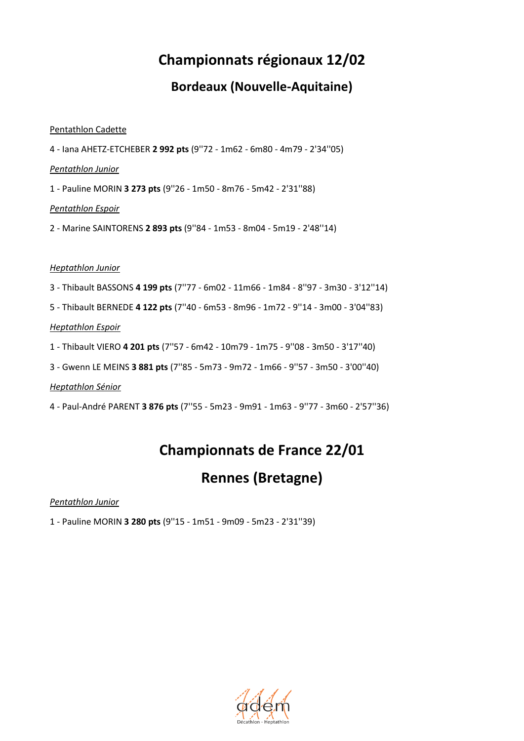# Championnats régionaux 12/02

## Bordeaux (Nouvelle-Aquitaine)

Pentathlon Cadette

4 - Iana AHETZ-ETCHEBER **2 992 pts** (9''72 - 1m62 - 6m80 - 4m79 - 2'34''05)

*Pentathlon Junior*

1 - Pauline MORIN **3 273 pts** (9''26 - 1m50 - 8m76 - 5m42 - 2'31''88)

*Pentathlon Espoir*

2 - Marine SAINTORENS **2 893 pts** (9''84 - 1m53 - 8m04 - 5m19 - 2'48''14)

*Heptathlon Junior*

3 - Thibault BASSONS **4 199 pts** (7''77 - 6m02 - 11m66 - 1m84 - 8''97 - 3m30 - 3'12''14)

5 - Thibault BERNEDE **4 122 pts** (7''40 - 6m53 - 8m96 - 1m72 - 9''14 - 3m00 - 3'04''83)

*Heptathlon Espoir*

1 - Thibault VIERO **4 201 pts** (7''57 - 6m42 - 10m79 - 1m75 - 9''08 - 3m50 - 3'17''40)

3 - Gwenn LE MEINS **3 881 pts** (7''85 - 5m73 - 9m72 - 1m66 - 9''57 - 3m50 - 3'00''40)

*Heptathlon Sénior*

4 - Paul-André PARENT **3 876 pts** (7''55 - 5m23 - 9m91 - 1m63 - 9''77 - 3m60 - 2'57''36)

# Championnats de France 22/01

# Rennes (Bretagne)

*Pentathlon Junior*

1 - Pauline MORIN **3 280 pts** (9''15 - 1m51 - 9m09 - 5m23 - 2'31''39)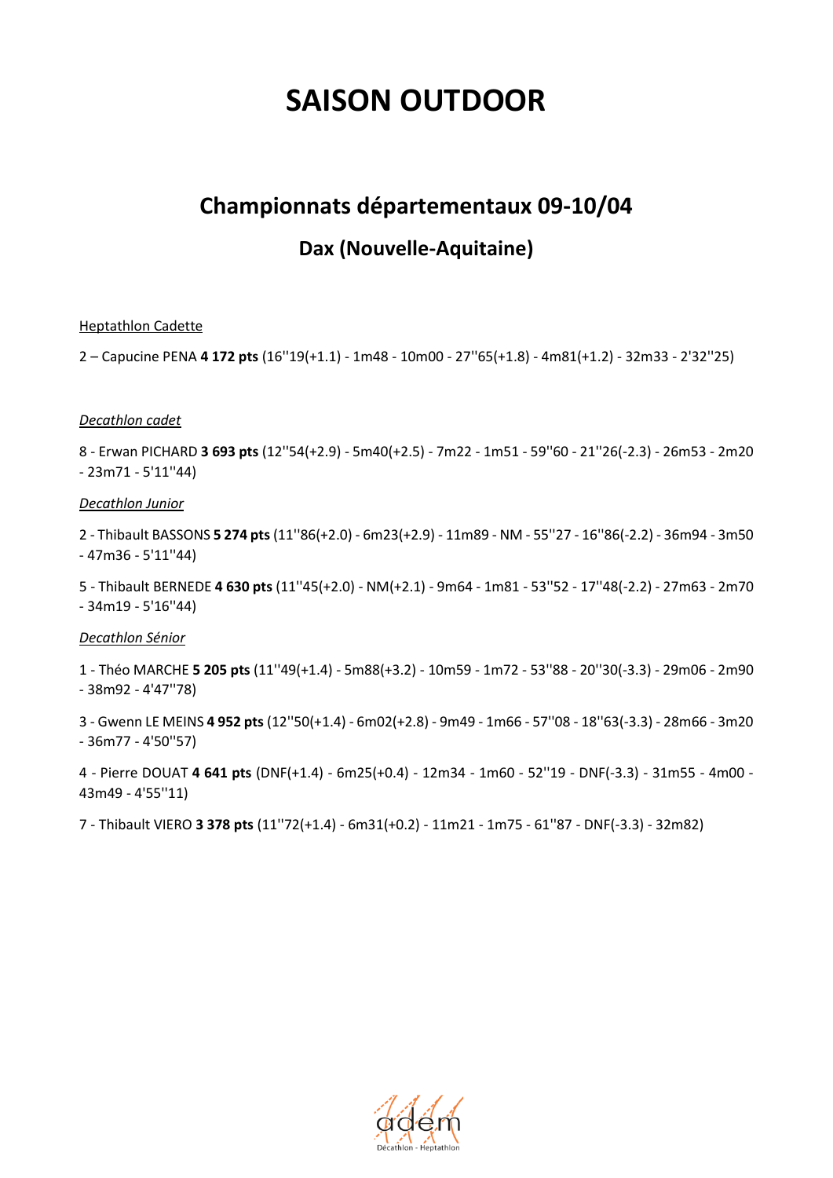# SAISON OUTDOOR

## Championnats départementaux 09-10/04

### Dax (Nouvelle-Aquitaine)

Heptathlon Cadette

2 – Capucine PENA **4 172 pts** (16''19(+1.1) - 1m48 - 10m00 - 27''65(+1.8) - 4m81(+1.2) - 32m33 - 2'32''25)

*Decathlon cadet*

8 - Erwan PICHARD **3 693 pts** (12''54(+2.9) - 5m40(+2.5) - 7m22 - 1m51 - 59''60 - 21''26(-2.3) - 26m53 - 2m20 - 23m71 - 5'11''44)

*Decathlon Junior*

2 - Thibault BASSONS **5 274 pts** (11''86(+2.0) - 6m23(+2.9) - 11m89 - NM - 55''27 - 16''86(-2.2) - 36m94 - 3m50 - 47m36 - 5'11''44)

5 - Thibault BERNEDE **4 630 pts** (11''45(+2.0) - NM(+2.1) - 9m64 - 1m81 - 53''52 - 17''48(-2.2) - 27m63 - 2m70 - 34m19 - 5'16''44)

*Decathlon Sénior*

1 - Théo MARCHE **5 205 pts** (11''49(+1.4) - 5m88(+3.2) - 10m59 - 1m72 - 53''88 - 20''30(-3.3) - 29m06 - 2m90 - 38m92 - 4'47''78)

3 - Gwenn LE MEINS **4 952 pts** (12''50(+1.4) - 6m02(+2.8) - 9m49 - 1m66 - 57''08 - 18''63(-3.3) - 28m66 - 3m20 - 36m77 - 4'50''57)

4 - Pierre DOUAT **4 641 pts** (DNF(+1.4) - 6m25(+0.4) - 12m34 - 1m60 - 52''19 - DNF(-3.3) - 31m55 - 4m00 - 43m49 - 4'55''11)

7 - Thibault VIERO **3 378 pts** (11''72(+1.4) - 6m31(+0.2) - 11m21 - 1m75 - 61''87 - DNF(-3.3) - 32m82)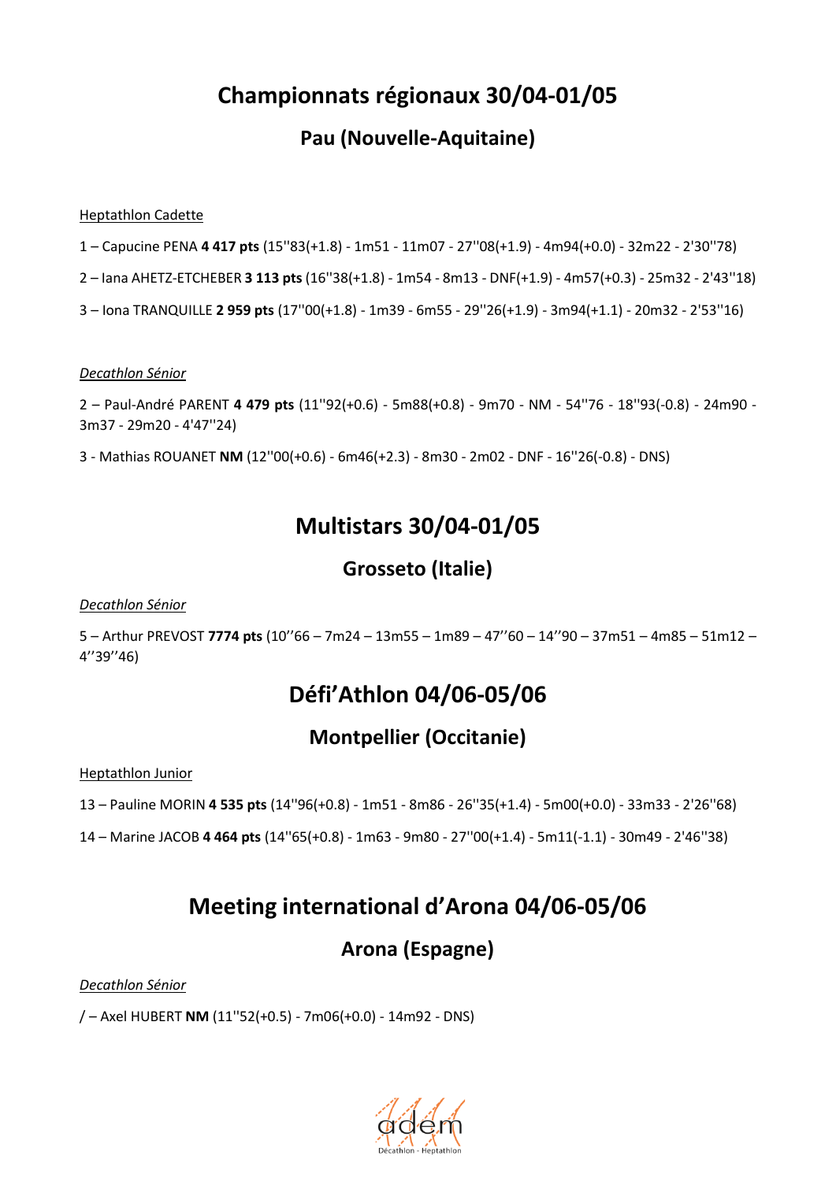# Championnats régionaux 30/04-01/05

## Pau (Nouvelle-Aquitaine)

<u>Heptathlon Cadette</u>

1 – Capucine PENA **4 417 pts** (15''83(+1.8) - 1m51 - 11m07 - 27''08(+1.9) - 4m94(+0.0) - 32m22 - 2'30''78)

2 – Iana AHETZ-ETCHEBER **3 113 pts** (16''38(+1.8) - 1m54 - 8m13 - DNF(+1.9) - 4m57(+0.3) - 25m32 - 2'43''18)

3 – Iona TRANQUILLE **2 959 pts** (17''00(+1.8) - 1m39 - 6m55 - 29''26(+1.9) - 3m94(+1.1) - 20m32 - 2'53''16)

*<u>Decathlon Sénior</u>*

2 – Paul-André PARENT **4 479 pts** (11''92(+0.6) - 5m88(+0.8) - 9m70 - NM - 54''76 - 18''93(-0.8) - 24m90 - 3m37 - 29m20 - 4'47''24)

3 - Mathias ROUANET **NM** (12''00(+0.6) - 6m46(+2.3) - 8m30 - 2m02 - DNF - 16''26(-0.8) - DNS)

# Multistars 30/04-01/05

## Grosseto (Italie)

*<u>Decathlon Sénior</u>*

5 – Arthur PREVOST **7774 pts** (10''66 – 7m24 – 13m55 – 1m89 – 47''60 – 14''90 – 37m51 – 4m85 – 51m12 – 4''39''46)

# Défi'Athlon 04/06-05/06

## Montpellier (Occitanie)

<u>Heptathlon Junior</u>

13 – Pauline MORIN **4 535 pts** (14''96(+0.8) - 1m51 - 8m86 - 26''35(+1.4) - 5m00(+0.0) - 33m33 - 2'26''68)

14 – Marine JACOB **4 464 pts** (14''65(+0.8) - 1m63 - 9m80 - 27''00(+1.4) - 5m11(-1.1) - 30m49 - 2'46''38)

# Meeting international d'Arona 04/06-05/06

## Arona (Espagne)

*<u>Decathlon Sénior</u>*

/ – Axel HUBERT **NM** (11''52(+0.5) - 7m06(+0.0) - 14m92 - DNS)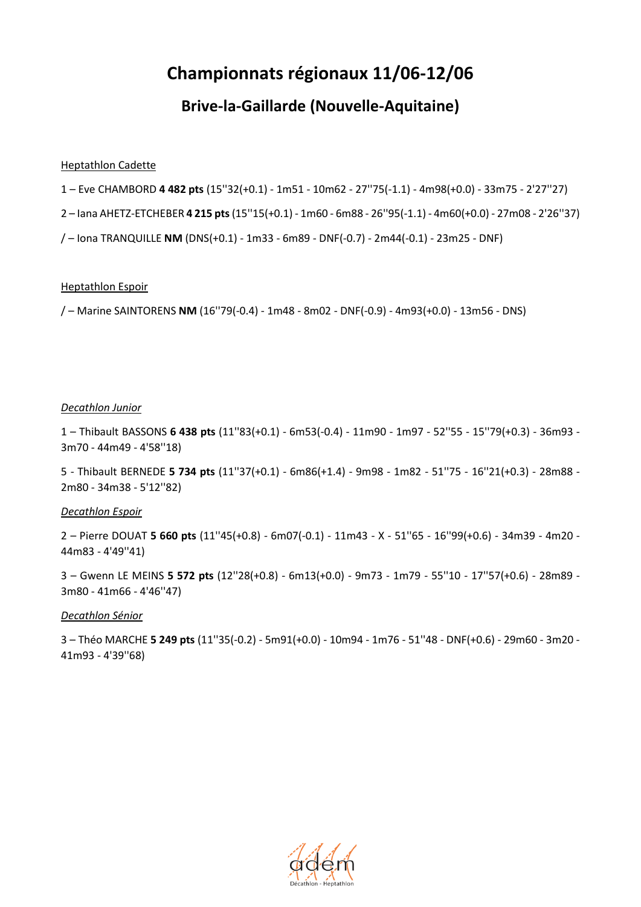# Championnats régionaux 11/06-12/06

## Brive-la-Gaillarde (Nouvelle-Aquitaine)

Heptathlon Cadette

1 – Eve CHAMBORD **4 482 pts** (15''32(+0.1) - 1m51 - 10m62 - 27''75(-1.1) - 4m98(+0.0) - 33m75 - 2'27''27)

2 – Iana AHETZ-ETCHEBER **4 215 pts** (15''15(+0.1) - 1m60 - 6m88 - 26''95(-1.1) - 4m60(+0.0) - 27m08 - 2'26''37)

/ – Iona TRANQUILLE **NM** (DNS(+0.1) - 1m33 - 6m89 - DNF(-0.7) - 2m44(-0.1) - 23m25 - DNF)

Heptathlon Espoir

/ – Marine SAINTORENS **NM** (16''79(-0.4) - 1m48 - 8m02 - DNF(-0.9) - 4m93(+0.0) - 13m56 - DNS)

*Decathlon Junior*

1 – Thibault BASSONS **6 438 pts** (11''83(+0.1) - 6m53(-0.4) - 11m90 - 1m97 - 52''55 - 15''79(+0.3) - 36m93 - 3m70 - 44m49 - 4'58''18)

5 - Thibault BERNEDE **5 734 pts** (11''37(+0.1) - 6m86(+1.4) - 9m98 - 1m82 - 51''75 - 16''21(+0.3) - 28m88 - 2m80 - 34m38 - 5'12''82)

*Decathlon Espoir*

2 – Pierre DOUAT **5 660 pts** (11''45(+0.8) - 6m07(-0.1) - 11m43 - X - 51''65 - 16''99(+0.6) - 34m39 - 4m20 - 44m83 - 4'49''41)

3 – Gwenn LE MEINS **5 572 pts** (12''28(+0.8) - 6m13(+0.0) - 9m73 - 1m79 - 55''10 - 17''57(+0.6) - 28m89 - 3m80 - 41m66 - 4'46''47)

*Decathlon Sénior*

3 – Théo MARCHE **5 249 pts** (11''35(-0.2) - 5m91(+0.0) - 10m94 - 1m76 - 51''48 - DNF(+0.6) - 29m60 - 3m20 - 41m93 - 4'39''68)

adem
Décathlon - Heptathlon